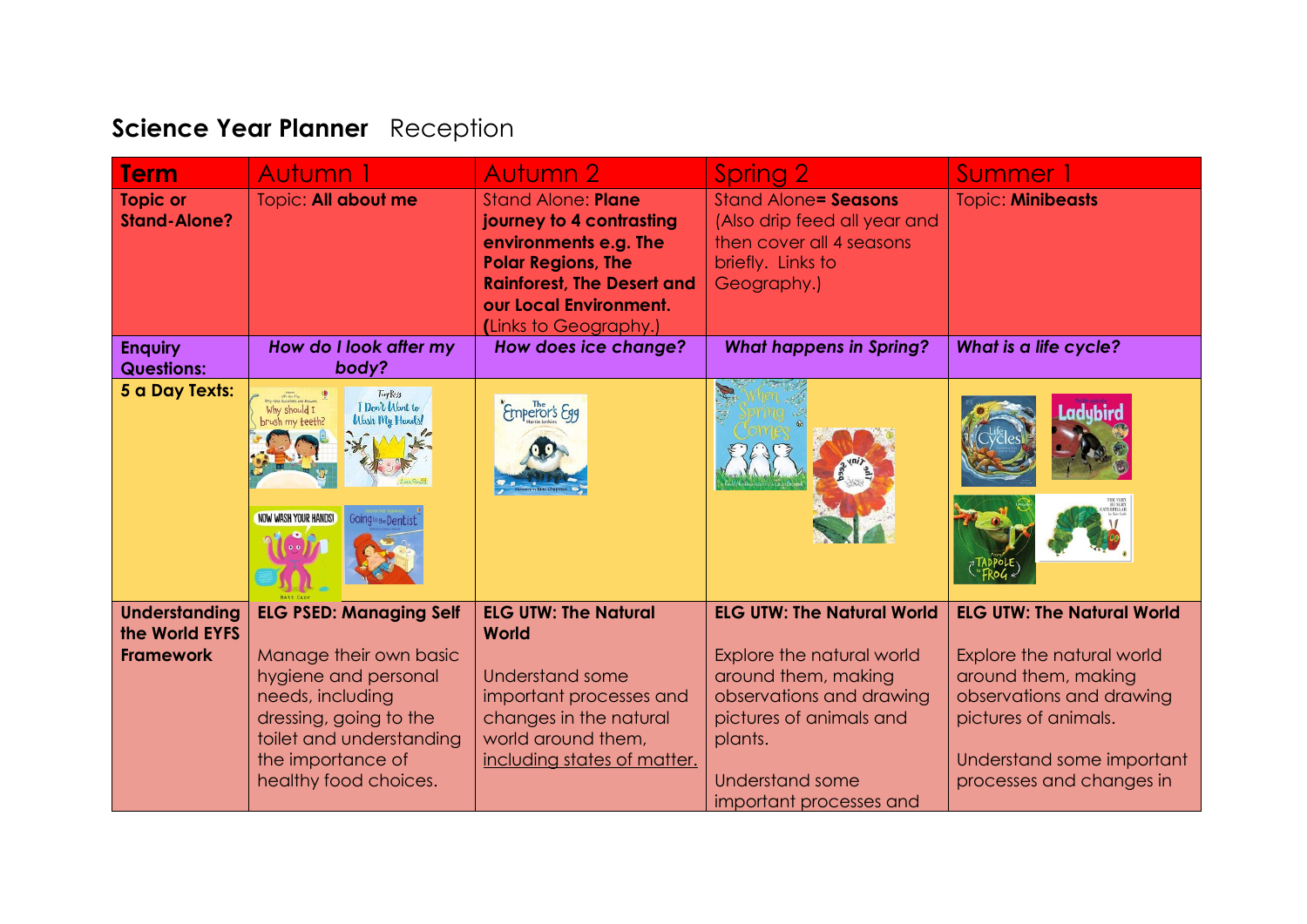# **Science Year Planner** Reception

| **Term** | Autumn 1 | Autumn 2 | Spring 2 | Summer 1 |
| --- | --- | --- | --- | --- |
| **Topic or Stand-Alone?** | Topic: **All about me** | Stand Alone: **Plane journey to 4 contrasting environments e.g. The Polar Regions, The Rainforest, The Desert and our Local Environment.** (Links to Geography.) | Stand Alone**= Seasons** (Also drip feed all year and then cover all 4 seasons briefly. Links to Geography.) | Topic: **Minibeasts** |
| **Enquiry Questions:** | ***How do I look after my body?*** | ***How does ice change?*** | ***What happens in Spring?*** | ***What is a life cycle?*** |
| **5 a Day Texts:** | Why should I brush my teeth?; I Don't Want to Wash My Hands!; Now Wash Your Hands!; Going to the Dentist | The Emperor's Egg | When Spring Comes; The Tiny Seed | Life Cycles; Ladybird; From Tadpole to Frog; The Very Hungry Caterpillar |
| **Understanding the World EYFS Framework** | **ELG PSED: Managing Self**<br><br>Manage their own basic hygiene and personal needs, including dressing, going to the toilet and understanding the importance of healthy food choices. | **ELG UTW: The Natural World**<br><br>Understand some important processes and changes in the natural world around them, <u>including states of matter.</u> | **ELG UTW: The Natural World**<br><br>Explore the natural world around them, making observations and drawing pictures of animals and plants.<br><br>Understand some important processes and | **ELG UTW: The Natural World**<br><br>Explore the natural world around them, making observations and drawing pictures of animals.<br><br>Understand some important processes and changes in |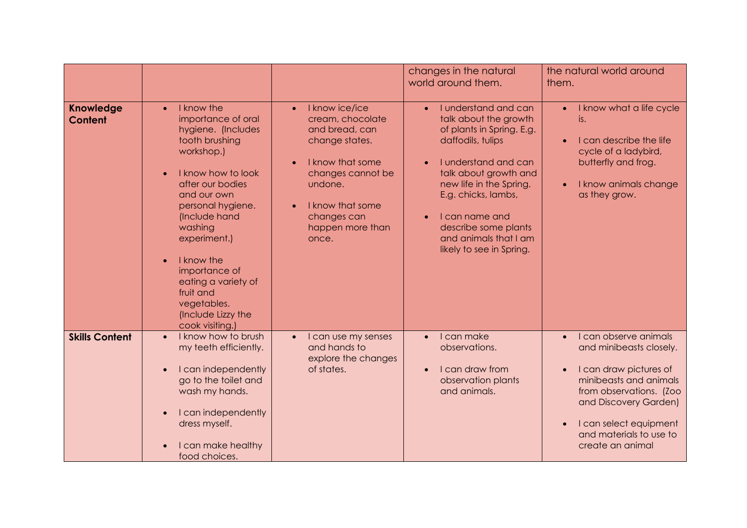| | | | | |
|---|---|---|---|---|
| | | | changes in the natural world around them. | the natural world around them. |
| **Knowledge Content** | • I know the importance of oral hygiene. (Includes tooth brushing workshop.)<br><br>• I know how to look after our bodies and our own personal hygiene. (Include hand washing experiment.)<br><br>• I know the importance of eating a variety of fruit and vegetables. (Include Lizzy the cook visiting.) | • I know ice/ice cream, chocolate and bread, can change states.<br><br>• I know that some changes cannot be undone.<br><br>• I know that some changes can happen more than once. | • I understand and can talk about the growth of plants in Spring. E.g. daffodils, tulips<br><br>• I understand and can talk about growth and new life in the Spring. E.g. chicks, lambs,<br><br>• I can name and describe some plants and animals that I am likely to see in Spring. | • I know what a life cycle is.<br><br>• I can describe the life cycle of a ladybird, butterfly and frog.<br><br>• I know animals change as they grow. |
| **Skills Content** | • I know how to brush my teeth efficiently.<br><br>• I can independently go to the toilet and wash my hands.<br><br>• I can independently dress myself.<br><br>• I can make healthy food choices. | • I can use my senses and hands to explore the changes of states. | • I can make observations.<br><br>• I can draw from observation plants and animals. | • I can observe animals and minibeasts closely.<br><br>• I can draw pictures of minibeasts and animals from observations. (Zoo and Discovery Garden)<br><br>• I can select equipment and materials to use to create an animal |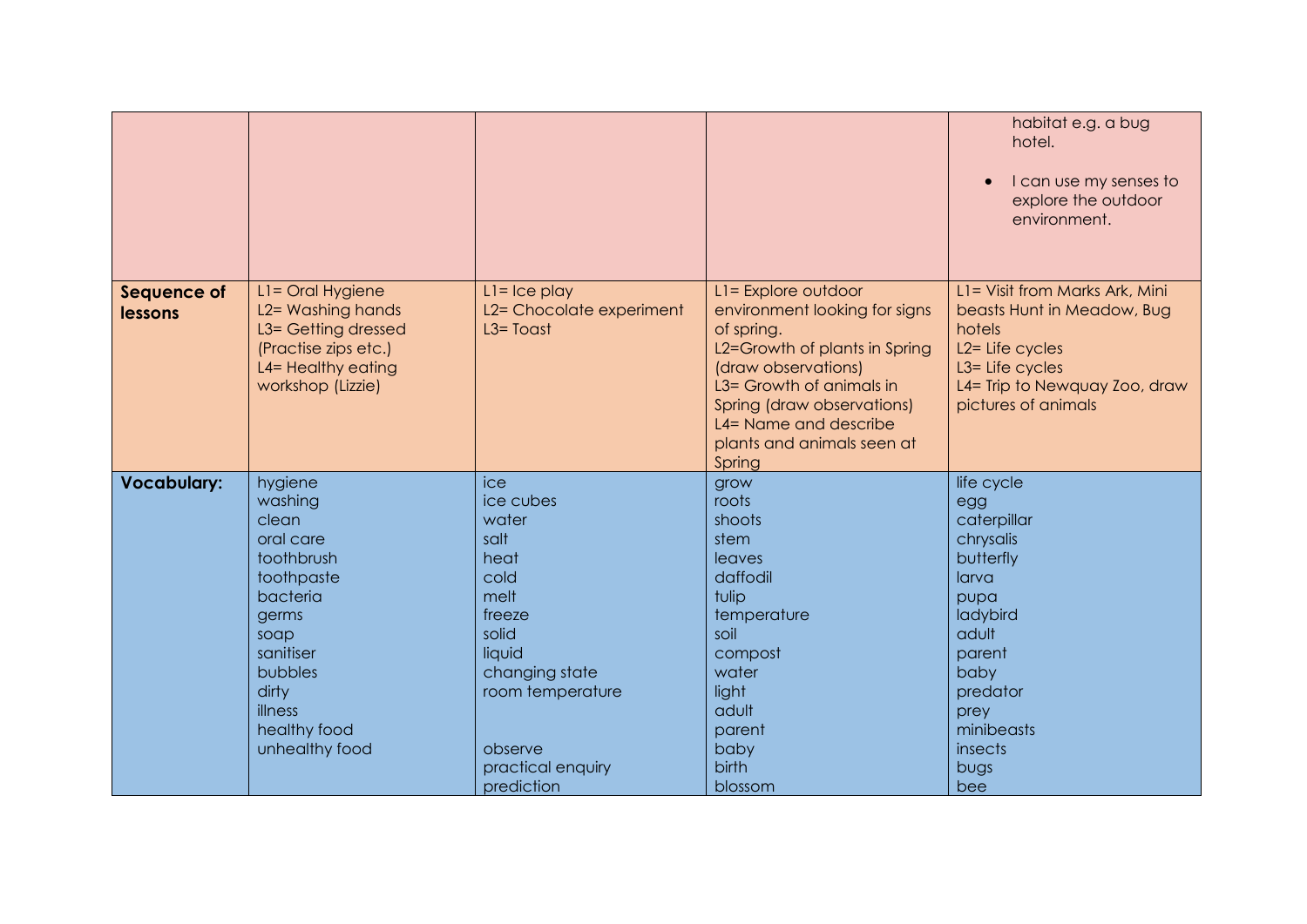| | | | | |
|---|---|---|---|---|
| | | | | habitat e.g. a bug hotel.<br><br>• I can use my senses to explore the outdoor environment. |
| **Sequence of lessons** | L1= Oral Hygiene<br>L2= Washing hands<br>L3= Getting dressed (Practise zips etc.)<br>L4= Healthy eating workshop (Lizzie) | L1= Ice play<br>L2= Chocolate experiment<br>L3= Toast | L1= Explore outdoor environment looking for signs of spring.<br>L2=Growth of plants in Spring (draw observations)<br>L3= Growth of animals in Spring (draw observations)<br>L4= Name and describe plants and animals seen at Spring | L1= Visit from Marks Ark, Mini beasts Hunt in Meadow, Bug hotels<br>L2= Life cycles<br>L3= Life cycles<br>L4= Trip to Newquay Zoo, draw pictures of animals |
| **Vocabulary:** | hygiene<br>washing<br>clean<br>oral care<br>toothbrush<br>toothpaste<br>bacteria<br>germs<br>soap<br>sanitiser<br>bubbles<br>dirty<br>illness<br>healthy food<br>unhealthy food | ice<br>ice cubes<br>water<br>salt<br>heat<br>cold<br>melt<br>freeze<br>solid<br>liquid<br>changing state<br>room temperature<br><br><br>observe<br>practical enquiry<br>prediction | grow<br>roots<br>shoots<br>stem<br>leaves<br>daffodil<br>tulip<br>temperature<br>soil<br>compost<br>water<br>light<br>adult<br>parent<br>baby<br>birth<br>blossom | life cycle<br>egg<br>caterpillar<br>chrysalis<br>butterfly<br>larva<br>pupa<br>ladybird<br>adult<br>parent<br>baby<br>predator<br>prey<br>minibeasts<br>insects<br>bugs<br>bee |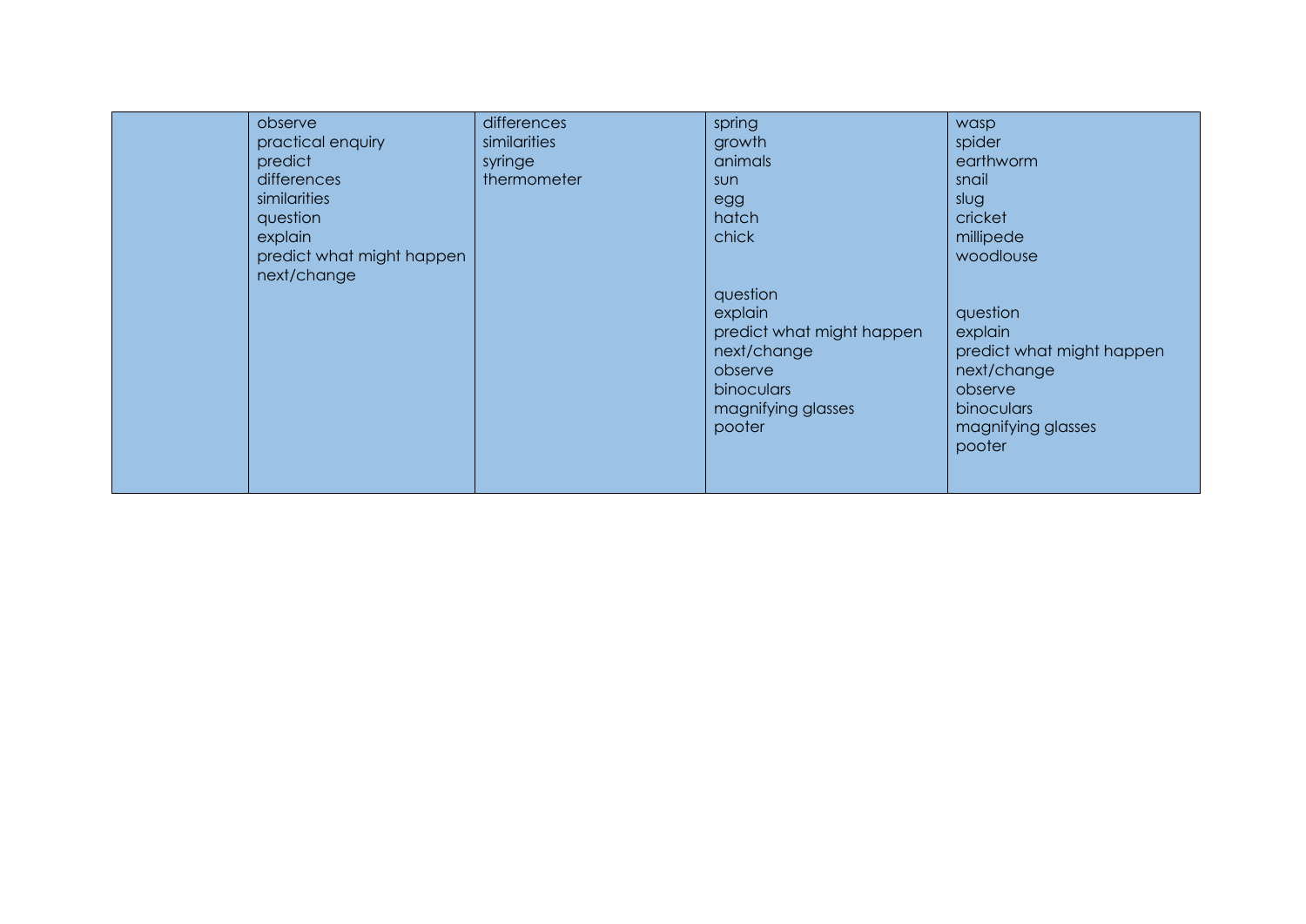| | | | | |
|---|---|---|---|---|
| | observe<br>practical enquiry<br>predict<br>differences<br>similarities<br>question<br>explain<br>predict what might happen next/change | differences<br>similarities<br>syringe<br>thermometer | spring<br>growth<br>animals<br>sun<br>egg<br>hatch<br>chick<br><br>question<br>explain<br>predict what might happen next/change<br>observe<br>binoculars<br>magnifying glasses<br>pooter | wasp<br>spider<br>earthworm<br>snail<br>slug<br>cricket<br>millipede<br>woodlouse<br><br>question<br>explain<br>predict what might happen next/change<br>observe<br>binoculars<br>magnifying glasses<br>pooter |